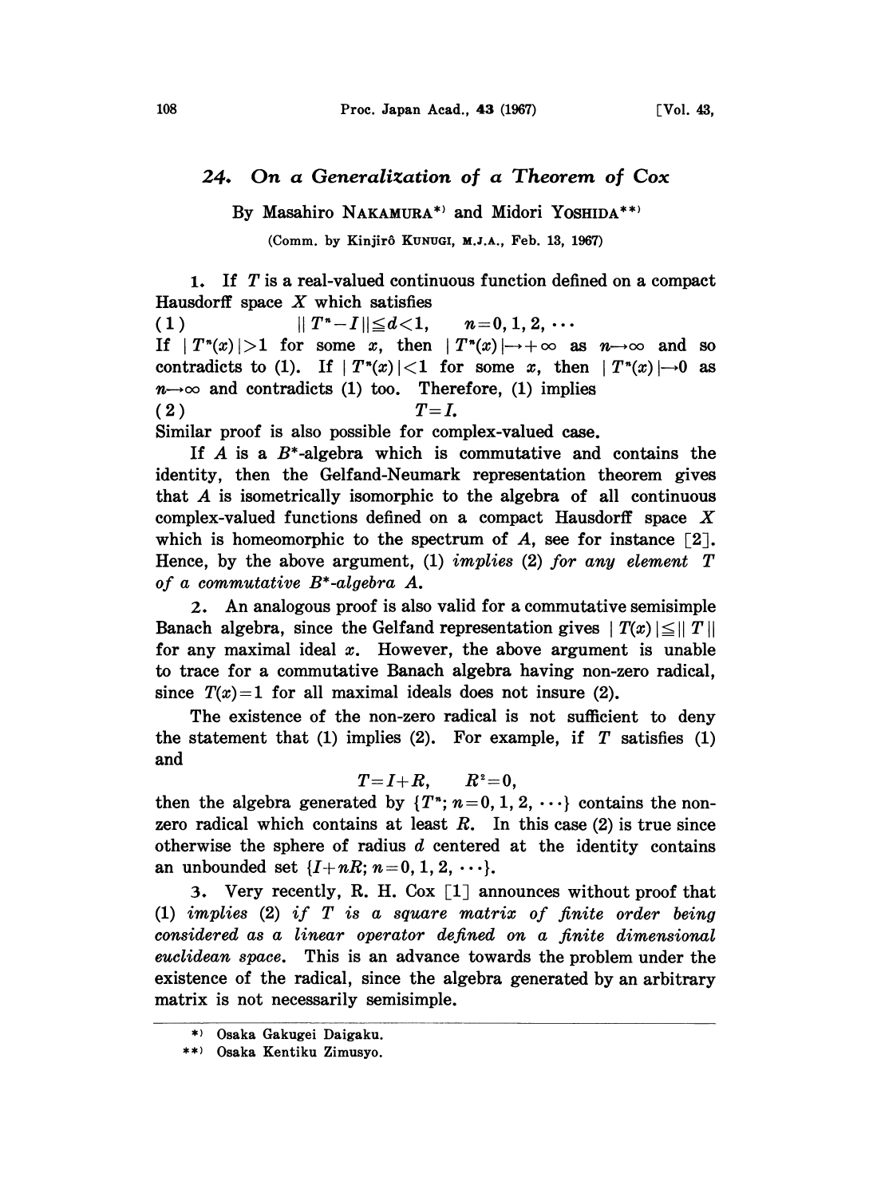# 24. On a Generalization of a Theorem of Cox

By Masahiro NAKAMURA[*] and Midori YOSHIDA[**]

(Comm. by Kinjirô KUNUGI, M.J.A., Feb. 13, 1967)

1. If $T$ is a real-valued continuous function defined on a compact Hausdorff space $X$ which satisfies

$$(1) \qquad \| T^n - I \| \leqq d < 1, \qquad n = 0, 1, 2, \cdots$$

If $|T^n(x)| > 1$ for some $x$, then $|T^n(x)| \to +\infty$ as $n \to \infty$ and so contradicts to (1). If $|T^n(x)| < 1$ for some $x$, then $|T^n(x)| \to 0$ as $n \to \infty$ and contradicts (1) too. Therefore, (1) implies

$$(2) \qquad T = I.$$

Similar proof is also possible for complex-valued case.

If $A$ is a $B^*$-algebra which is commutative and contains the identity, then the Gelfand-Neumark representation theorem gives that $A$ is isometrically isomorphic to the algebra of all continuous complex-valued functions defined on a compact Hausdorff space $X$ which is homeomorphic to the spectrum of $A$, see for instance [2]. Hence, by the above argument, (1) *implies* (2) *for any element* $T$ *of a commutative* $B^*$*-algebra* $A$.

2. An analogous proof is also valid for a commutative semisimple Banach algebra, since the Gelfand representation gives $|T(x)| \leqq \| T \|$ for any maximal ideal $x$. However, the above argument is unable to trace for a commutative Banach algebra having non-zero radical, since $T(x) = 1$ for all maximal ideals does not insure (2).

The existence of the non-zero radical is not sufficient to deny the statement that (1) implies (2). For example, if $T$ satisfies (1) and

$$T = I + R, \qquad R^2 = 0,$$

then the algebra generated by $\{T^n; n = 0, 1, 2, \cdots\}$ contains the non-zero radical which contains at least $R$. In this case (2) is true since otherwise the sphere of radius $d$ centered at the identity contains an unbounded set $\{I + nR; n = 0, 1, 2, \cdots\}$.

3. Very recently, R. H. Cox [1] announces without proof that (1) *implies* (2) *if* $T$ *is a square matrix of finite order being considered as a linear operator defined on a finite dimensional euclidean space*. This is an advance towards the problem under the existence of the radical, since the algebra generated by an arbitrary matrix is not necessarily semisimple.

---

[*] Osaka Gakugei Daigaku.

[**] Osaka Kentiku Zimusyo.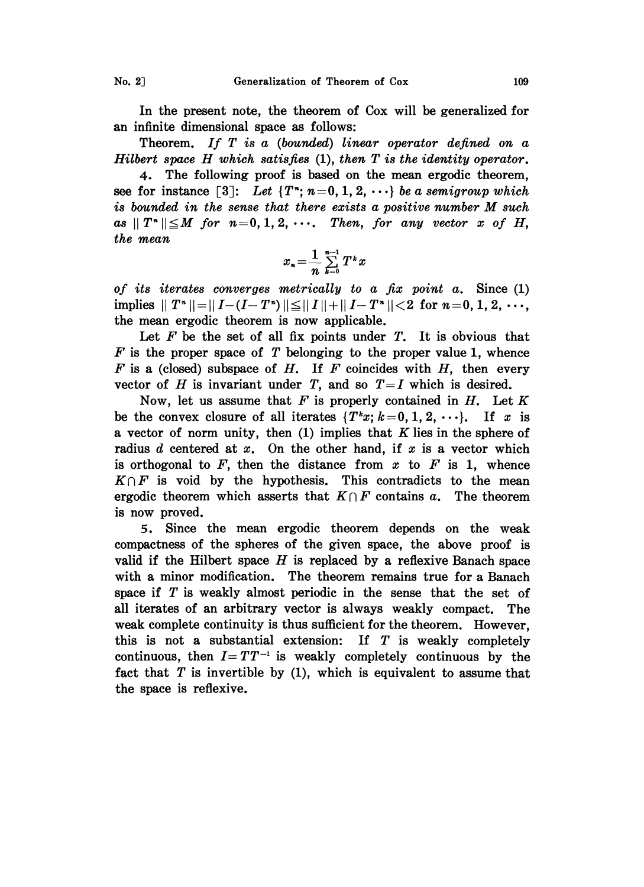In the present note, the theorem of Cox will be generalized for an infinite dimensional space as follows:

Theorem. *If $T$ is a (bounded) linear operator defined on a Hilbert space $H$ which satisfies* (1), *then $T$ is the identity operator.*

4. The following proof is based on the mean ergodic theorem, see for instance [3]: *Let $\{T^n; n=0, 1, 2, \cdots\}$ be a semigroup which is bounded in the sense that there exists a positive number $M$ such as $\| T^n \| \leqq M$ for $n=0, 1, 2, \cdots$. Then, for any vector $x$ of $H$, the mean*

$$x_n = \frac{1}{n} \sum_{k=0}^{n-1} T^k x$$

*of its iterates converges metrically to a fix point $a$.* Since (1) implies $\| T^n \| = \| I - (I - T^n) \| \leqq \| I \| + \| I - T^n \| < 2$ for $n=0, 1, 2, \cdots$, the mean ergodic theorem is now applicable.

Let $F$ be the set of all fix points under $T$. It is obvious that $F$ is the proper space of $T$ belonging to the proper value 1, whence $F$ is a (closed) subspace of $H$. If $F$ coincides with $H$, then every vector of $H$ is invariant under $T$, and so $T=I$ which is desired.

Now, let us assume that $F$ is properly contained in $H$. Let $K$ be the convex closure of all iterates $\{T^k x; k=0, 1, 2, \cdots\}$. If $x$ is a vector of norm unity, then (1) implies that $K$ lies in the sphere of radius $d$ centered at $x$. On the other hand, if $x$ is a vector which is orthogonal to $F$, then the distance from $x$ to $F$ is 1, whence $K \frown F$ is void by the hypothesis. This contradicts to the mean ergodic theorem which asserts that $K \frown F$ contains $a$. The theorem is now proved.

5. Since the mean ergodic theorem depends on the weak compactness of the spheres of the given space, the above proof is valid if the Hilbert space $H$ is replaced by a reflexive Banach space with a minor modification. The theorem remains true for a Banach space if $T$ is weakly almost periodic in the sense that the set of all iterates of an arbitrary vector is always weakly compact. The weak complete continuity is thus sufficient for the theorem. However, this is not a substantial extension: If $T$ is weakly completely continuous, then $I = TT^{-1}$ is weakly completely continuous by the fact that $T$ is invertible by (1), which is equivalent to assume that the space is reflexive.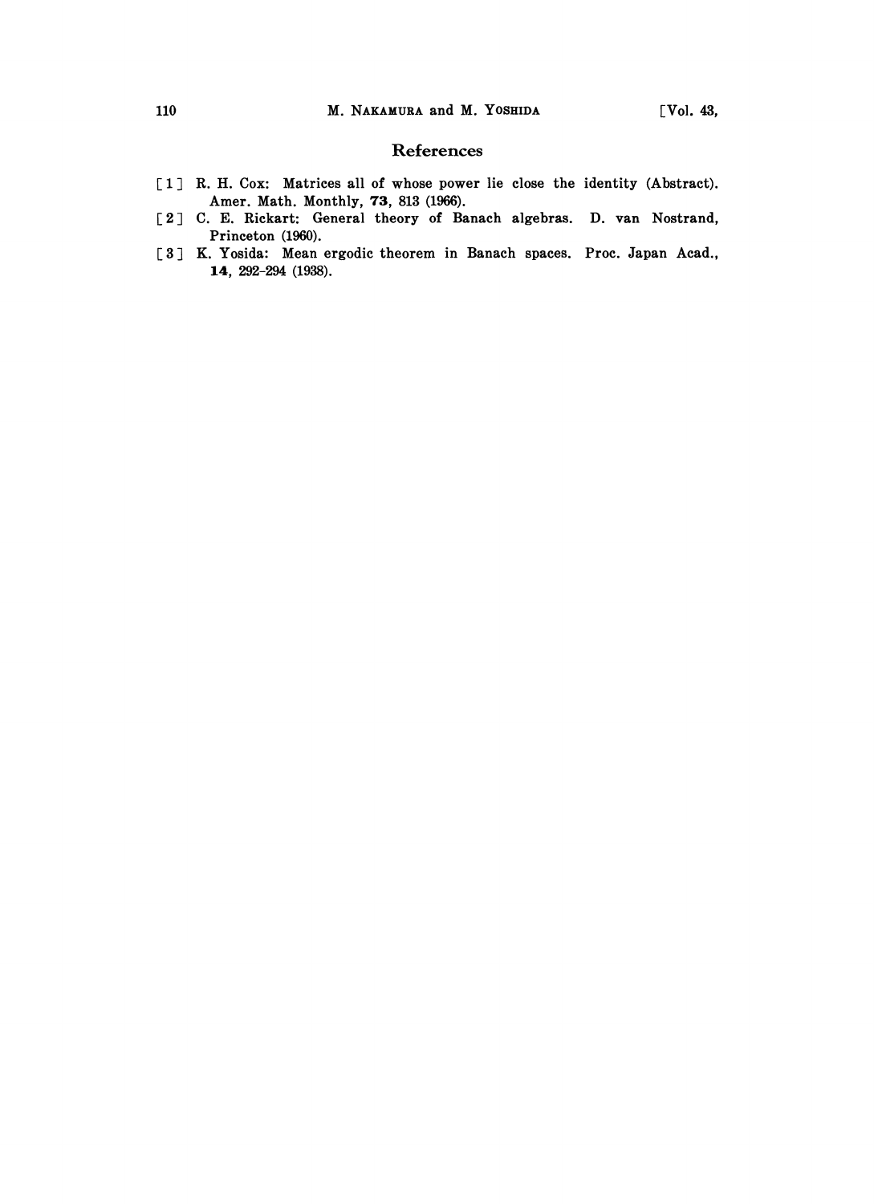## References

[1] R. H. Cox: Matrices all of whose power lie close the identity (Abstract). Amer. Math. Monthly, **73**, 813 (1966).

[2] C. E. Rickart: General theory of Banach algebras. D. van Nostrand, Princeton (1960).

[3] K. Yosida: Mean ergodic theorem in Banach spaces. Proc. Japan Acad., **14**, 292–294 (1938).